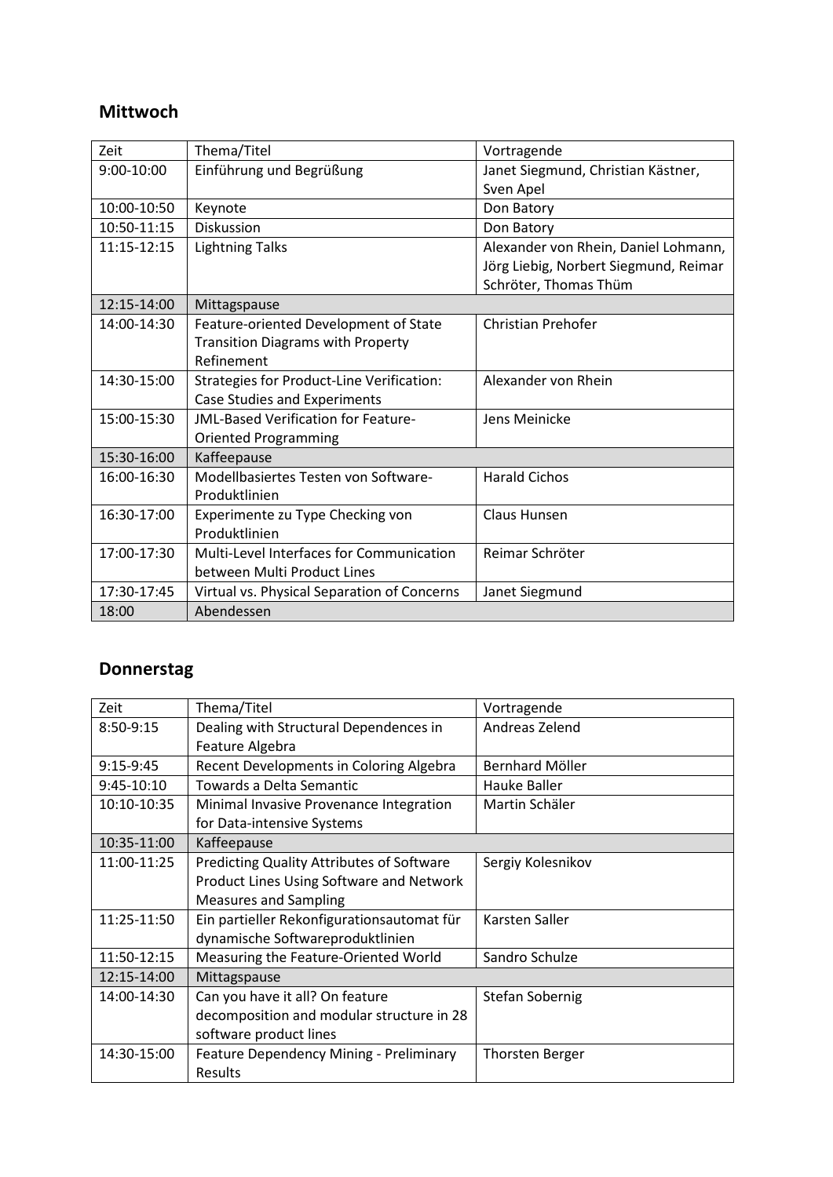## Mittwoch

| Zeit | Thema/Titel | Vortragende |
|---|---|---|
| 9:00-10:00 | Einführung und Begrüßung | Janet Siegmund, Christian Kästner, Sven Apel |
| 10:00-10:50 | Keynote | Don Batory |
| 10:50-11:15 | Diskussion | Don Batory |
| 11:15-12:15 | Lightning Talks | Alexander von Rhein, Daniel Lohmann, Jörg Liebig, Norbert Siegmund, Reimar Schröter, Thomas Thüm |
| 12:15-14:00 | Mittagspause | |
| 14:00-14:30 | Feature-oriented Development of State Transition Diagrams with Property Refinement | Christian Prehofer |
| 14:30-15:00 | Strategies for Product-Line Verification: Case Studies and Experiments | Alexander von Rhein |
| 15:00-15:30 | JML-Based Verification for Feature-Oriented Programming | Jens Meinicke |
| 15:30-16:00 | Kaffeepause | |
| 16:00-16:30 | Modellbasiertes Testen von Software-Produktlinien | Harald Cichos |
| 16:30-17:00 | Experimente zu Type Checking von Produktlinien | Claus Hunsen |
| 17:00-17:30 | Multi-Level Interfaces for Communication between Multi Product Lines | Reimar Schröter |
| 17:30-17:45 | Virtual vs. Physical Separation of Concerns | Janet Siegmund |
| 18:00 | Abendessen | |

## Donnerstag

| Zeit | Thema/Titel | Vortragende |
|---|---|---|
| 8:50-9:15 | Dealing with Structural Dependences in Feature Algebra | Andreas Zelend |
| 9:15-9:45 | Recent Developments in Coloring Algebra | Bernhard Möller |
| 9:45-10:10 | Towards a Delta Semantic | Hauke Baller |
| 10:10-10:35 | Minimal Invasive Provenance Integration for Data-intensive Systems | Martin Schäler |
| 10:35-11:00 | Kaffeepause | |
| 11:00-11:25 | Predicting Quality Attributes of Software Product Lines Using Software and Network Measures and Sampling | Sergiy Kolesnikov |
| 11:25-11:50 | Ein partieller Rekonfigurationsautomat für dynamische Softwareproduktlinien | Karsten Saller |
| 11:50-12:15 | Measuring the Feature-Oriented World | Sandro Schulze |
| 12:15-14:00 | Mittagspause | |
| 14:00-14:30 | Can you have it all? On feature decomposition and modular structure in 28 software product lines | Stefan Sobernig |
| 14:30-15:00 | Feature Dependency Mining - Preliminary Results | Thorsten Berger |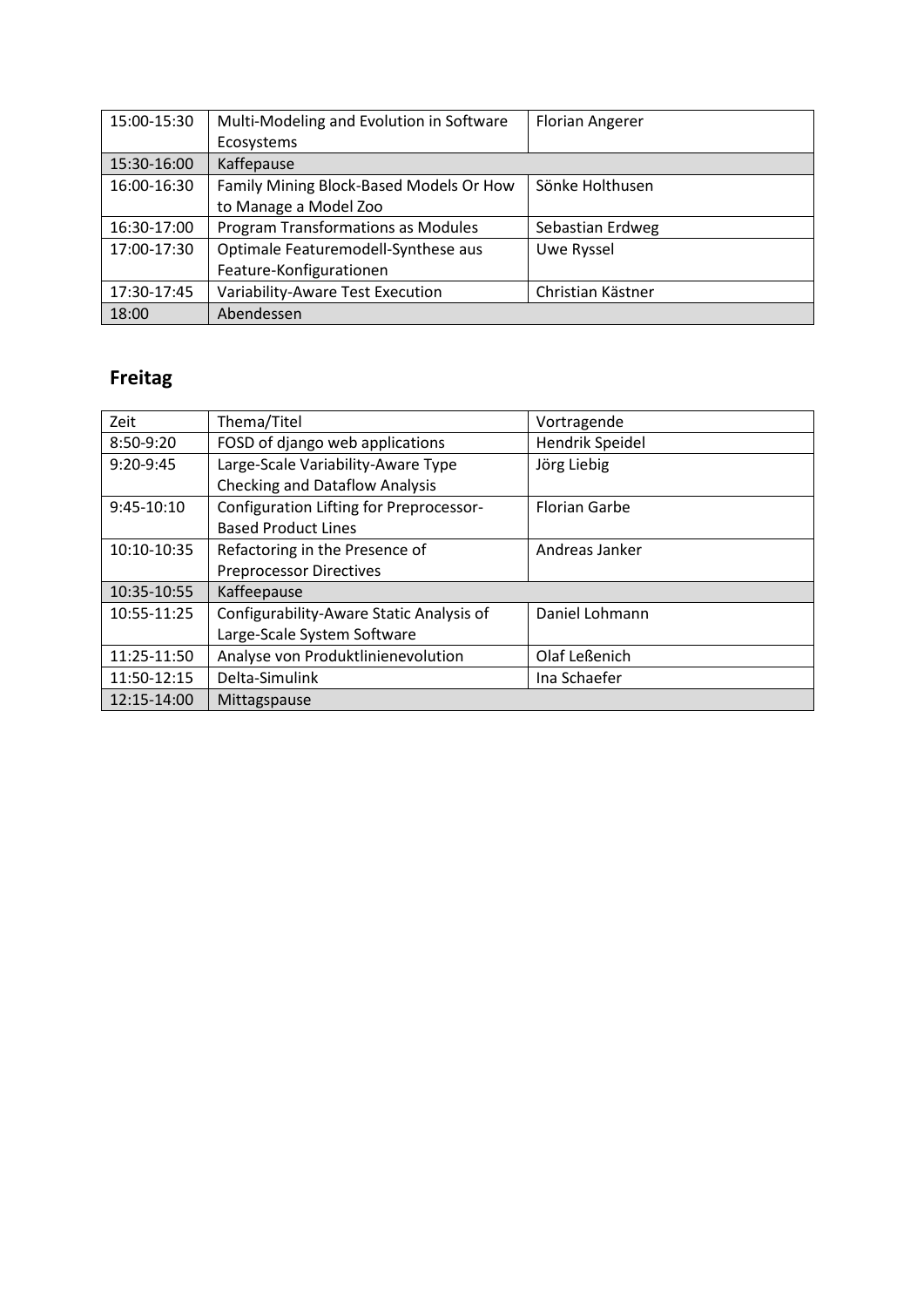| | | |
|---|---|---|
| 15:00-15:30 | Multi-Modeling and Evolution in Software Ecosystems | Florian Angerer |
| 15:30-16:00 | Kaffepause | |
| 16:00-16:30 | Family Mining Block-Based Models Or How to Manage a Model Zoo | Sönke Holthusen |
| 16:30-17:00 | Program Transformations as Modules | Sebastian Erdweg |
| 17:00-17:30 | Optimale Featuremodell-Synthese aus Feature-Konfigurationen | Uwe Ryssel |
| 17:30-17:45 | Variability-Aware Test Execution | Christian Kästner |
| 18:00 | Abendessen | |

## Freitag

| Zeit | Thema/Titel | Vortragende |
|---|---|---|
| 8:50-9:20 | FOSD of django web applications | Hendrik Speidel |
| 9:20-9:45 | Large-Scale Variability-Aware Type Checking and Dataflow Analysis | Jörg Liebig |
| 9:45-10:10 | Configuration Lifting for Preprocessor-Based Product Lines | Florian Garbe |
| 10:10-10:35 | Refactoring in the Presence of Preprocessor Directives | Andreas Janker |
| 10:35-10:55 | Kaffeepause | |
| 10:55-11:25 | Configurability-Aware Static Analysis of Large-Scale System Software | Daniel Lohmann |
| 11:25-11:50 | Analyse von Produktlinienevolution | Olaf Leßenich |
| 11:50-12:15 | Delta-Simulink | Ina Schaefer |
| 12:15-14:00 | Mittagspause | |